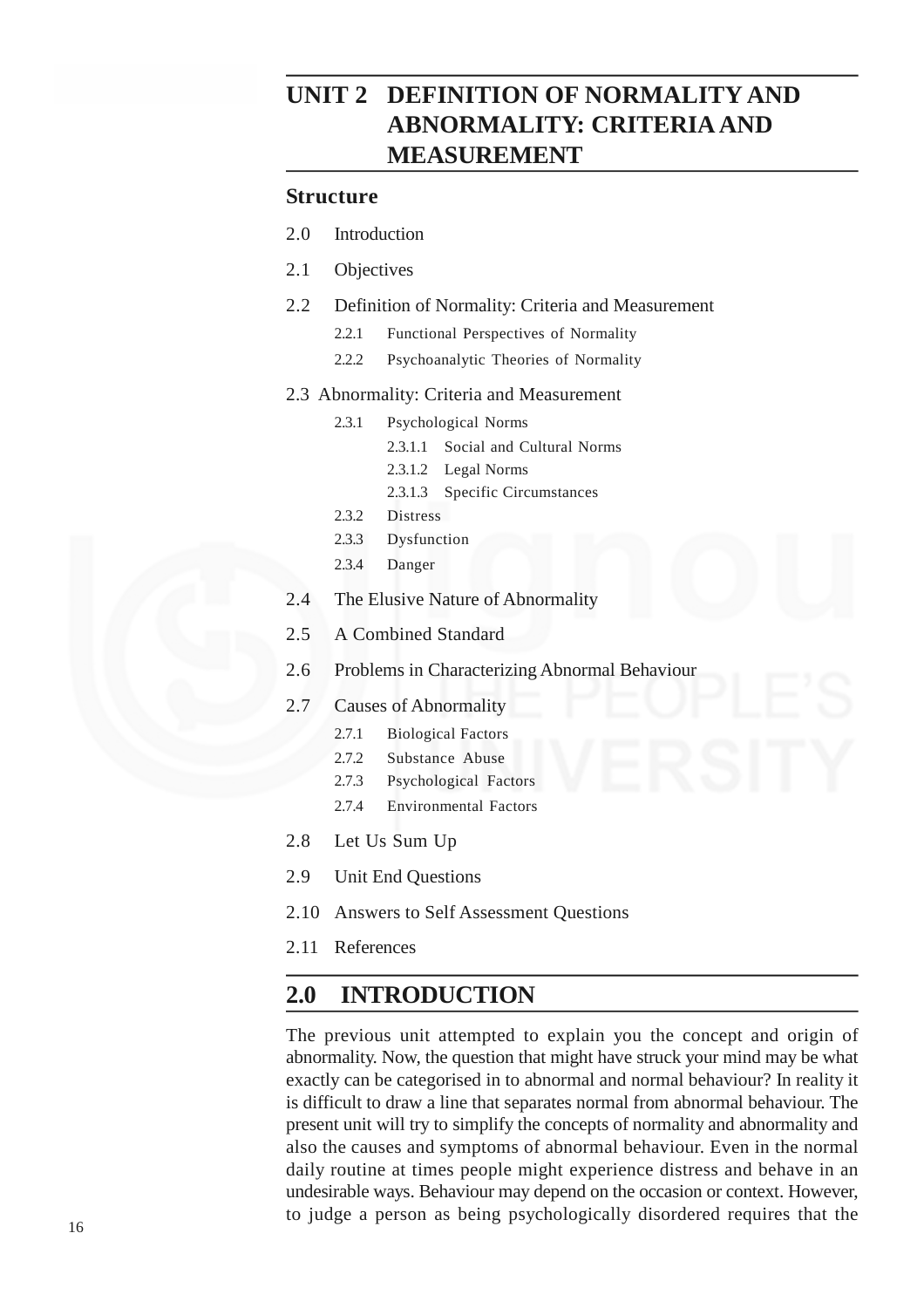# UNIT 2 DEFINITION OF NORMALITY AND ABNORMALITY: CRITERIA AND MEASUREMENT

## Structure

2.0 Introduction

2.1 Objectives

2.2 Definition of Normality: Criteria and Measurement

- 2.2.1 Functional Perspectives of Normality
- 2.2.2 Psychoanalytic Theories of Normality

2.3 Abnormality: Criteria and Measurement

- 2.3.1 Psychological Norms
  - 2.3.1.1 Social and Cultural Norms
  - 2.3.1.2 Legal Norms
  - 2.3.1.3 Specific Circumstances
- 2.3.2 Distress
- 2.3.3 Dysfunction
- 2.3.4 Danger

2.4 The Elusive Nature of Abnormality

2.5 A Combined Standard

2.6 Problems in Characterizing Abnormal Behaviour

2.7 Causes of Abnormality

- 2.7.1 Biological Factors
- 2.7.2 Substance Abuse
- 2.7.3 Psychological Factors
- 2.7.4 Environmental Factors

2.8 Let Us Sum Up

2.9 Unit End Questions

2.10 Answers to Self Assessment Questions

2.11 References

## 2.0 INTRODUCTION

The previous unit attempted to explain you the concept and origin of abnormality. Now, the question that might have struck your mind may be what exactly can be categorised in to abnormal and normal behaviour? In reality it is difficult to draw a line that separates normal from abnormal behaviour. The present unit will try to simplify the concepts of normality and abnormality and also the causes and symptoms of abnormal behaviour. Even in the normal daily routine at times people might experience distress and behave in an undesirable ways. Behaviour may depend on the occasion or context. However, to judge a person as being psychologically disordered requires that the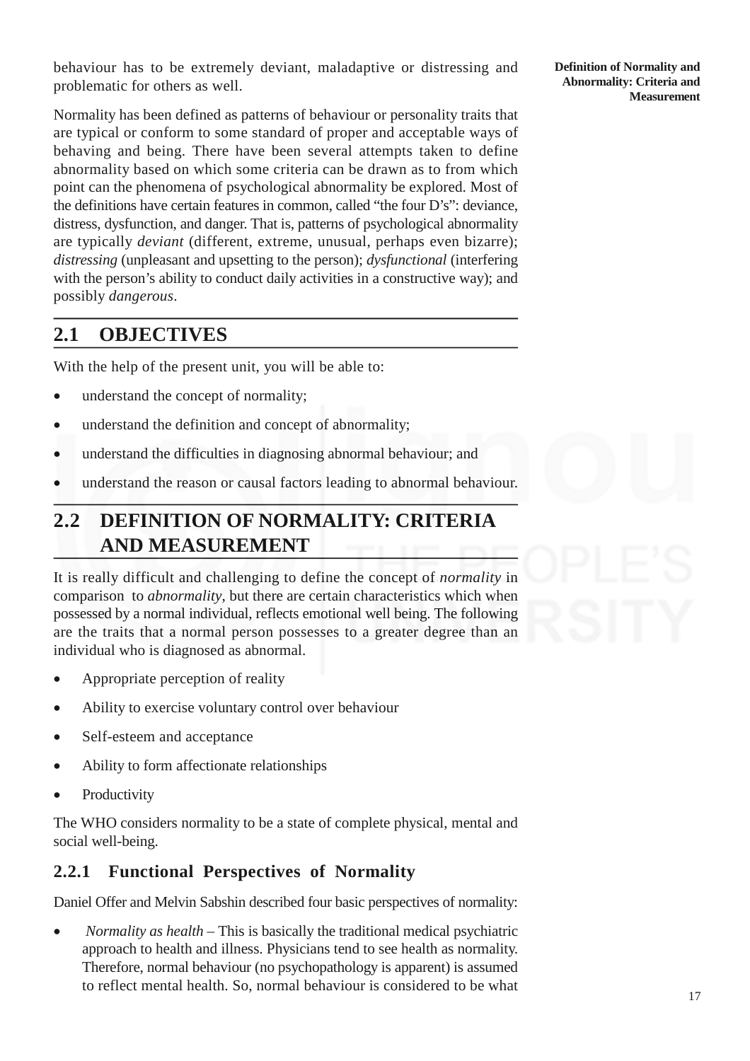behaviour has to be extremely deviant, maladaptive or distressing and problematic for others as well.

Normality has been defined as patterns of behaviour or personality traits that are typical or conform to some standard of proper and acceptable ways of behaving and being. There have been several attempts taken to define abnormality based on which some criteria can be drawn as to from which point can the phenomena of psychological abnormality be explored. Most of the definitions have certain features in common, called "the four D's": deviance, distress, dysfunction, and danger. That is, patterns of psychological abnormality are typically *deviant* (different, extreme, unusual, perhaps even bizarre); *distressing* (unpleasant and upsetting to the person); *dysfunctional* (interfering with the person's ability to conduct daily activities in a constructive way); and possibly *dangerous*.

## 2.1 OBJECTIVES

With the help of the present unit, you will be able to:

- understand the concept of normality;
- understand the definition and concept of abnormality;
- understand the difficulties in diagnosing abnormal behaviour; and
- understand the reason or causal factors leading to abnormal behaviour.

## 2.2 DEFINITION OF NORMALITY: CRITERIA AND MEASUREMENT

It is really difficult and challenging to define the concept of *normality* in comparison to *abnormality*, but there are certain characteristics which when possessed by a normal individual, reflects emotional well being. The following are the traits that a normal person possesses to a greater degree than an individual who is diagnosed as abnormal.

- Appropriate perception of reality
- Ability to exercise voluntary control over behaviour
- Self-esteem and acceptance
- Ability to form affectionate relationships
- Productivity

The WHO considers normality to be a state of complete physical, mental and social well-being.

### 2.2.1 Functional Perspectives of Normality

Daniel Offer and Melvin Sabshin described four basic perspectives of normality:

- *Normality as health* – This is basically the traditional medical psychiatric approach to health and illness. Physicians tend to see health as normality. Therefore, normal behaviour (no psychopathology is apparent) is assumed to reflect mental health. So, normal behaviour is considered to be what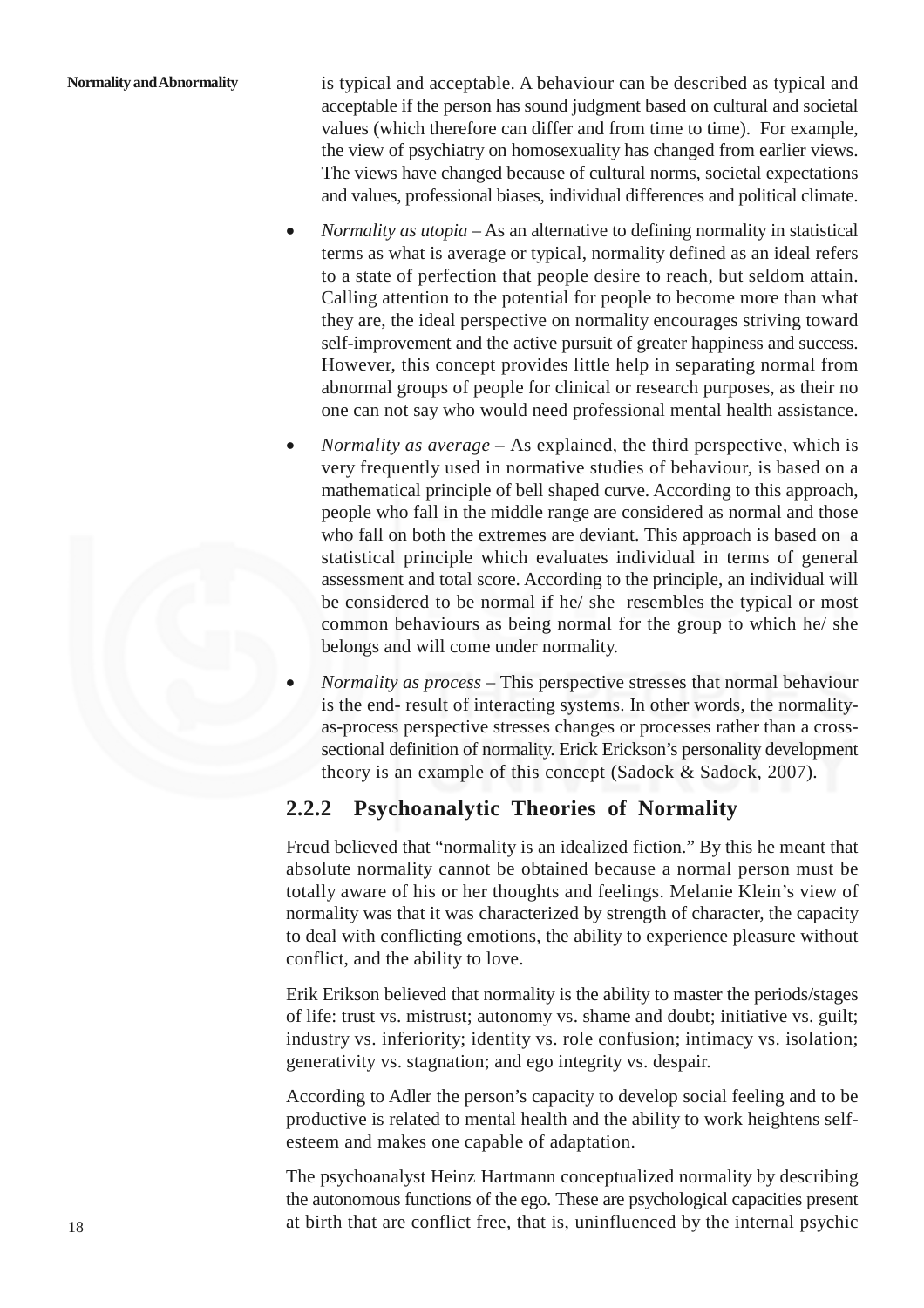is typical and acceptable. A behaviour can be described as typical and acceptable if the person has sound judgment based on cultural and societal values (which therefore can differ and from time to time). For example, the view of psychiatry on homosexuality has changed from earlier views. The views have changed because of cultural norms, societal expectations and values, professional biases, individual differences and political climate.

- *Normality as utopia* – As an alternative to defining normality in statistical terms as what is average or typical, normality defined as an ideal refers to a state of perfection that people desire to reach, but seldom attain. Calling attention to the potential for people to become more than what they are, the ideal perspective on normality encourages striving toward self-improvement and the active pursuit of greater happiness and success. However, this concept provides little help in separating normal from abnormal groups of people for clinical or research purposes, as their no one can not say who would need professional mental health assistance.

- *Normality as average* – As explained, the third perspective, which is very frequently used in normative studies of behaviour, is based on a mathematical principle of bell shaped curve. According to this approach, people who fall in the middle range are considered as normal and those who fall on both the extremes are deviant. This approach is based on a statistical principle which evaluates individual in terms of general assessment and total score. According to the principle, an individual will be considered to be normal if he/ she resembles the typical or most common behaviours as being normal for the group to which he/ she belongs and will come under normality.

- *Normality as process* – This perspective stresses that normal behaviour is the end- result of interacting systems. In other words, the normality-as-process perspective stresses changes or processes rather than a cross-sectional definition of normality. Erick Erickson's personality development theory is an example of this concept (Sadock & Sadock, 2007).

### 2.2.2 Psychoanalytic Theories of Normality

Freud believed that "normality is an idealized fiction." By this he meant that absolute normality cannot be obtained because a normal person must be totally aware of his or her thoughts and feelings. Melanie Klein's view of normality was that it was characterized by strength of character, the capacity to deal with conflicting emotions, the ability to experience pleasure without conflict, and the ability to love.

Erik Erikson believed that normality is the ability to master the periods/stages of life: trust vs. mistrust; autonomy vs. shame and doubt; initiative vs. guilt; industry vs. inferiority; identity vs. role confusion; intimacy vs. isolation; generativity vs. stagnation; and ego integrity vs. despair.

According to Adler the person's capacity to develop social feeling and to be productive is related to mental health and the ability to work heightens self-esteem and makes one capable of adaptation.

The psychoanalyst Heinz Hartmann conceptualized normality by describing the autonomous functions of the ego. These are psychological capacities present at birth that are conflict free, that is, uninfluenced by the internal psychic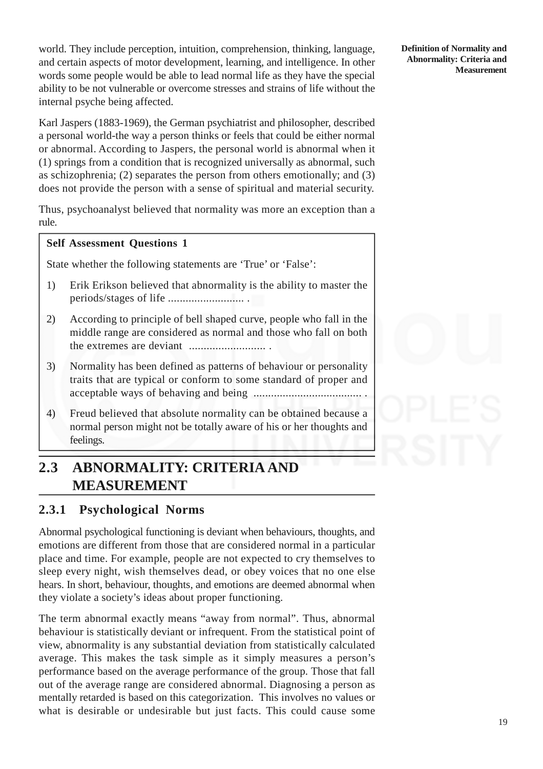world. They include perception, intuition, comprehension, thinking, language, and certain aspects of motor development, learning, and intelligence. In other words some people would be able to lead normal life as they have the special ability to be not vulnerable or overcome stresses and strains of life without the internal psyche being affected.

Karl Jaspers (1883-1969), the German psychiatrist and philosopher, described a personal world-the way a person thinks or feels that could be either normal or abnormal. According to Jaspers, the personal world is abnormal when it (1) springs from a condition that is recognized universally as abnormal, such as schizophrenia; (2) separates the person from others emotionally; and (3) does not provide the person with a sense of spiritual and material security.

Thus, psychoanalyst believed that normality was more an exception than a rule.

**Self Assessment Questions 1**

State whether the following statements are 'True' or 'False':

1) Erik Erikson believed that abnormality is the ability to master the periods/stages of life .......................... .
2) According to principle of bell shaped curve, people who fall in the middle range are considered as normal and those who fall on both the extremes are deviant .......................... .
3) Normality has been defined as patterns of behaviour or personality traits that are typical or conform to some standard of proper and acceptable ways of behaving and being ..................................... .
4) Freud believed that absolute normality can be obtained because a normal person might not be totally aware of his or her thoughts and feelings.

## 2.3 ABNORMALITY: CRITERIA AND MEASUREMENT

### 2.3.1 Psychological Norms

Abnormal psychological functioning is deviant when behaviours, thoughts, and emotions are different from those that are considered normal in a particular place and time. For example, people are not expected to cry themselves to sleep every night, wish themselves dead, or obey voices that no one else hears. In short, behaviour, thoughts, and emotions are deemed abnormal when they violate a society's ideas about proper functioning.

The term abnormal exactly means "away from normal". Thus, abnormal behaviour is statistically deviant or infrequent. From the statistical point of view, abnormality is any substantial deviation from statistically calculated average. This makes the task simple as it simply measures a person's performance based on the average performance of the group. Those that fall out of the average range are considered abnormal. Diagnosing a person as mentally retarded is based on this categorization. This involves no values or what is desirable or undesirable but just facts. This could cause some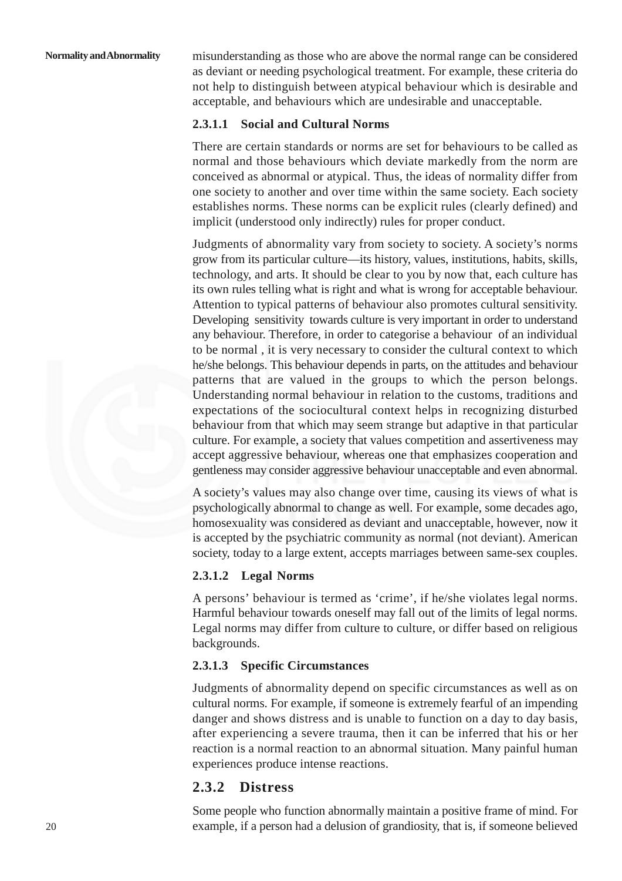misunderstanding as those who are above the normal range can be considered as deviant or needing psychological treatment. For example, these criteria do not help to distinguish between atypical behaviour which is desirable and acceptable, and behaviours which are undesirable and unacceptable.

#### 2.3.1.1 Social and Cultural Norms

There are certain standards or norms are set for behaviours to be called as normal and those behaviours which deviate markedly from the norm are conceived as abnormal or atypical. Thus, the ideas of normality differ from one society to another and over time within the same society. Each society establishes norms. These norms can be explicit rules (clearly defined) and implicit (understood only indirectly) rules for proper conduct.

Judgments of abnormality vary from society to society. A society's norms grow from its particular culture—its history, values, institutions, habits, skills, technology, and arts. It should be clear to you by now that, each culture has its own rules telling what is right and what is wrong for acceptable behaviour. Attention to typical patterns of behaviour also promotes cultural sensitivity. Developing sensitivity towards culture is very important in order to understand any behaviour. Therefore, in order to categorise a behaviour of an individual to be normal , it is very necessary to consider the cultural context to which he/she belongs. This behaviour depends in parts, on the attitudes and behaviour patterns that are valued in the groups to which the person belongs. Understanding normal behaviour in relation to the customs, traditions and expectations of the sociocultural context helps in recognizing disturbed behaviour from that which may seem strange but adaptive in that particular culture. For example, a society that values competition and assertiveness may accept aggressive behaviour, whereas one that emphasizes cooperation and gentleness may consider aggressive behaviour unacceptable and even abnormal.

A society's values may also change over time, causing its views of what is psychologically abnormal to change as well. For example, some decades ago, homosexuality was considered as deviant and unacceptable, however, now it is accepted by the psychiatric community as normal (not deviant). American society, today to a large extent, accepts marriages between same-sex couples.

#### 2.3.1.2 Legal Norms

A persons' behaviour is termed as 'crime', if he/she violates legal norms. Harmful behaviour towards oneself may fall out of the limits of legal norms. Legal norms may differ from culture to culture, or differ based on religious backgrounds.

#### 2.3.1.3 Specific Circumstances

Judgments of abnormality depend on specific circumstances as well as on cultural norms. For example, if someone is extremely fearful of an impending danger and shows distress and is unable to function on a day to day basis, after experiencing a severe trauma, then it can be inferred that his or her reaction is a normal reaction to an abnormal situation. Many painful human experiences produce intense reactions.

### 2.3.2 Distress

Some people who function abnormally maintain a positive frame of mind. For example, if a person had a delusion of grandiosity, that is, if someone believed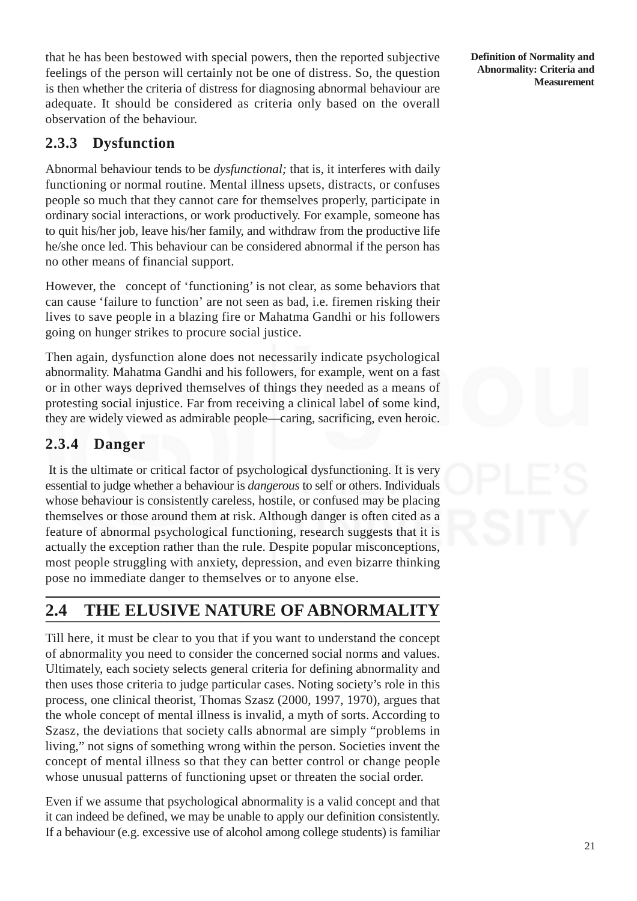that he has been bestowed with special powers, then the reported subjective feelings of the person will certainly not be one of distress. So, the question is then whether the criteria of distress for diagnosing abnormal behaviour are adequate. It should be considered as criteria only based on the overall observation of the behaviour.

### 2.3.3 Dysfunction

Abnormal behaviour tends to be *dysfunctional;* that is, it interferes with daily functioning or normal routine. Mental illness upsets, distracts, or confuses people so much that they cannot care for themselves properly, participate in ordinary social interactions, or work productively. For example, someone has to quit his/her job, leave his/her family, and withdraw from the productive life he/she once led. This behaviour can be considered abnormal if the person has no other means of financial support.

However, the concept of 'functioning' is not clear, as some behaviors that can cause 'failure to function' are not seen as bad, i.e. firemen risking their lives to save people in a blazing fire or Mahatma Gandhi or his followers going on hunger strikes to procure social justice.

Then again, dysfunction alone does not necessarily indicate psychological abnormality. Mahatma Gandhi and his followers, for example, went on a fast or in other ways deprived themselves of things they needed as a means of protesting social injustice. Far from receiving a clinical label of some kind, they are widely viewed as admirable people—caring, sacrificing, even heroic.

### 2.3.4 Danger

It is the ultimate or critical factor of psychological dysfunctioning. It is very essential to judge whether a behaviour is *dangerous* to self or others. Individuals whose behaviour is consistently careless, hostile, or confused may be placing themselves or those around them at risk. Although danger is often cited as a feature of abnormal psychological functioning, research suggests that it is actually the exception rather than the rule. Despite popular misconceptions, most people struggling with anxiety, depression, and even bizarre thinking pose no immediate danger to themselves or to anyone else.

## 2.4 THE ELUSIVE NATURE OF ABNORMALITY

Till here, it must be clear to you that if you want to understand the concept of abnormality you need to consider the concerned social norms and values. Ultimately, each society selects general criteria for defining abnormality and then uses those criteria to judge particular cases. Noting society's role in this process, one clinical theorist, Thomas Szasz (2000, 1997, 1970), argues that the whole concept of mental illness is invalid, a myth of sorts. According to Szasz, the deviations that society calls abnormal are simply "problems in living," not signs of something wrong within the person. Societies invent the concept of mental illness so that they can better control or change people whose unusual patterns of functioning upset or threaten the social order.

Even if we assume that psychological abnormality is a valid concept and that it can indeed be defined, we may be unable to apply our definition consistently. If a behaviour (e.g. excessive use of alcohol among college students) is familiar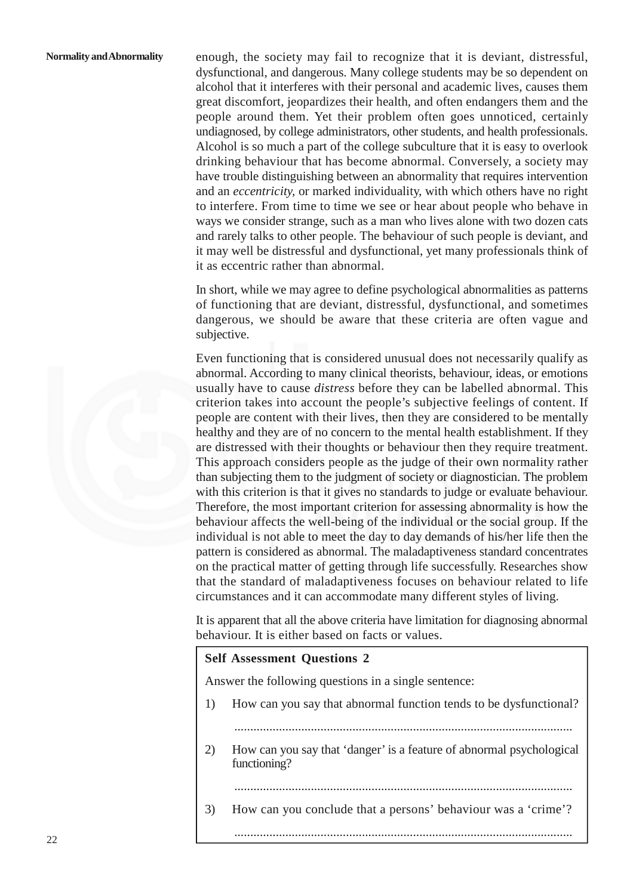enough, the society may fail to recognize that it is deviant, distressful, dysfunctional, and dangerous. Many college students may be so dependent on alcohol that it interferes with their personal and academic lives, causes them great discomfort, jeopardizes their health, and often endangers them and the people around them. Yet their problem often goes unnoticed, certainly undiagnosed, by college administrators, other students, and health professionals. Alcohol is so much a part of the college subculture that it is easy to overlook drinking behaviour that has become abnormal. Conversely, a society may have trouble distinguishing between an abnormality that requires intervention and an *eccentricity*, or marked individuality, with which others have no right to interfere. From time to time we see or hear about people who behave in ways we consider strange, such as a man who lives alone with two dozen cats and rarely talks to other people. The behaviour of such people is deviant, and it may well be distressful and dysfunctional, yet many professionals think of it as eccentric rather than abnormal.

In short, while we may agree to define psychological abnormalities as patterns of functioning that are deviant, distressful, dysfunctional, and sometimes dangerous, we should be aware that these criteria are often vague and subjective.

Even functioning that is considered unusual does not necessarily qualify as abnormal. According to many clinical theorists, behaviour, ideas, or emotions usually have to cause *distress* before they can be labelled abnormal. This criterion takes into account the people's subjective feelings of content. If people are content with their lives, then they are considered to be mentally healthy and they are of no concern to the mental health establishment. If they are distressed with their thoughts or behaviour then they require treatment. This approach considers people as the judge of their own normality rather than subjecting them to the judgment of society or diagnostician. The problem with this criterion is that it gives no standards to judge or evaluate behaviour. Therefore, the most important criterion for assessing abnormality is how the behaviour affects the well-being of the individual or the social group. If the individual is not able to meet the day to day demands of his/her life then the pattern is considered as abnormal. The maladaptiveness standard concentrates on the practical matter of getting through life successfully. Researches show that the standard of maladaptiveness focuses on behaviour related to life circumstances and it can accommodate many different styles of living.

It is apparent that all the above criteria have limitation for diagnosing abnormal behaviour. It is either based on facts or values.

**Self Assessment Questions 2**

Answer the following questions in a single sentence:

1) How can you say that abnormal function tends to be dysfunctional?

   ..........................................................................................................

2) How can you say that 'danger' is a feature of abnormal psychological functioning?

   ..........................................................................................................

3) How can you conclude that a persons' behaviour was a 'crime'?

   ..........................................................................................................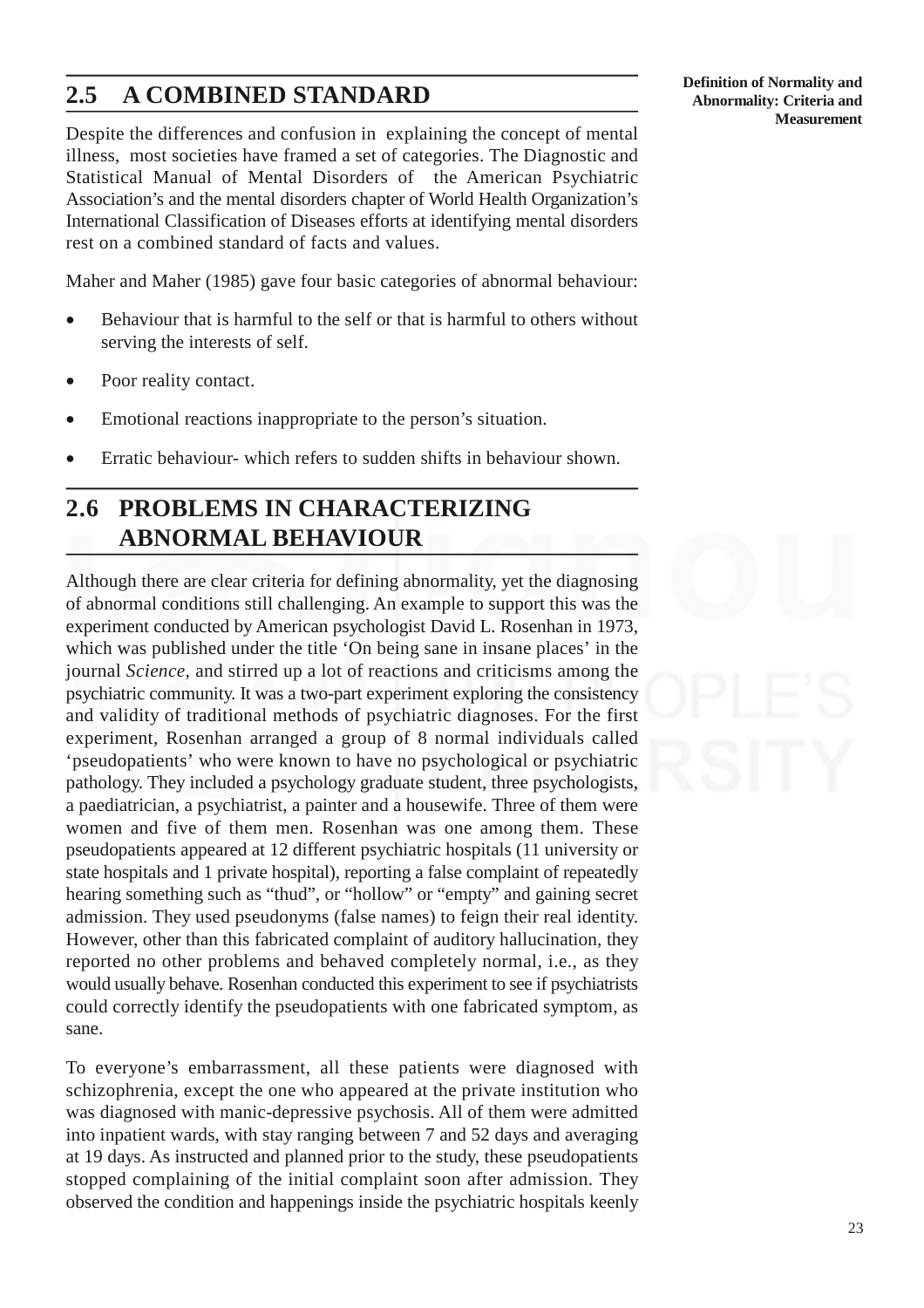## 2.5 A COMBINED STANDARD

Despite the differences and confusion in explaining the concept of mental illness, most societies have framed a set of categories. The Diagnostic and Statistical Manual of Mental Disorders of the American Psychiatric Association's and the mental disorders chapter of World Health Organization's International Classification of Diseases efforts at identifying mental disorders rest on a combined standard of facts and values.

Maher and Maher (1985) gave four basic categories of abnormal behaviour:

- Behaviour that is harmful to the self or that is harmful to others without serving the interests of self.
- Poor reality contact.
- Emotional reactions inappropriate to the person's situation.
- Erratic behaviour- which refers to sudden shifts in behaviour shown.

## 2.6 PROBLEMS IN CHARACTERIZING ABNORMAL BEHAVIOUR

Although there are clear criteria for defining abnormality, yet the diagnosing of abnormal conditions still challenging. An example to support this was the experiment conducted by American psychologist David L. Rosenhan in 1973, which was published under the title 'On being sane in insane places' in the journal *Science*, and stirred up a lot of reactions and criticisms among the psychiatric community. It was a two-part experiment exploring the consistency and validity of traditional methods of psychiatric diagnoses. For the first experiment, Rosenhan arranged a group of 8 normal individuals called 'pseudopatients' who were known to have no psychological or psychiatric pathology. They included a psychology graduate student, three psychologists, a paediatrician, a psychiatrist, a painter and a housewife. Three of them were women and five of them men. Rosenhan was one among them. These pseudopatients appeared at 12 different psychiatric hospitals (11 university or state hospitals and 1 private hospital), reporting a false complaint of repeatedly hearing something such as "thud", or "hollow" or "empty" and gaining secret admission. They used pseudonyms (false names) to feign their real identity. However, other than this fabricated complaint of auditory hallucination, they reported no other problems and behaved completely normal, i.e., as they would usually behave. Rosenhan conducted this experiment to see if psychiatrists could correctly identify the pseudopatients with one fabricated symptom, as sane.

To everyone's embarrassment, all these patients were diagnosed with schizophrenia, except the one who appeared at the private institution who was diagnosed with manic-depressive psychosis. All of them were admitted into inpatient wards, with stay ranging between 7 and 52 days and averaging at 19 days. As instructed and planned prior to the study, these pseudopatients stopped complaining of the initial complaint soon after admission. They observed the condition and happenings inside the psychiatric hospitals keenly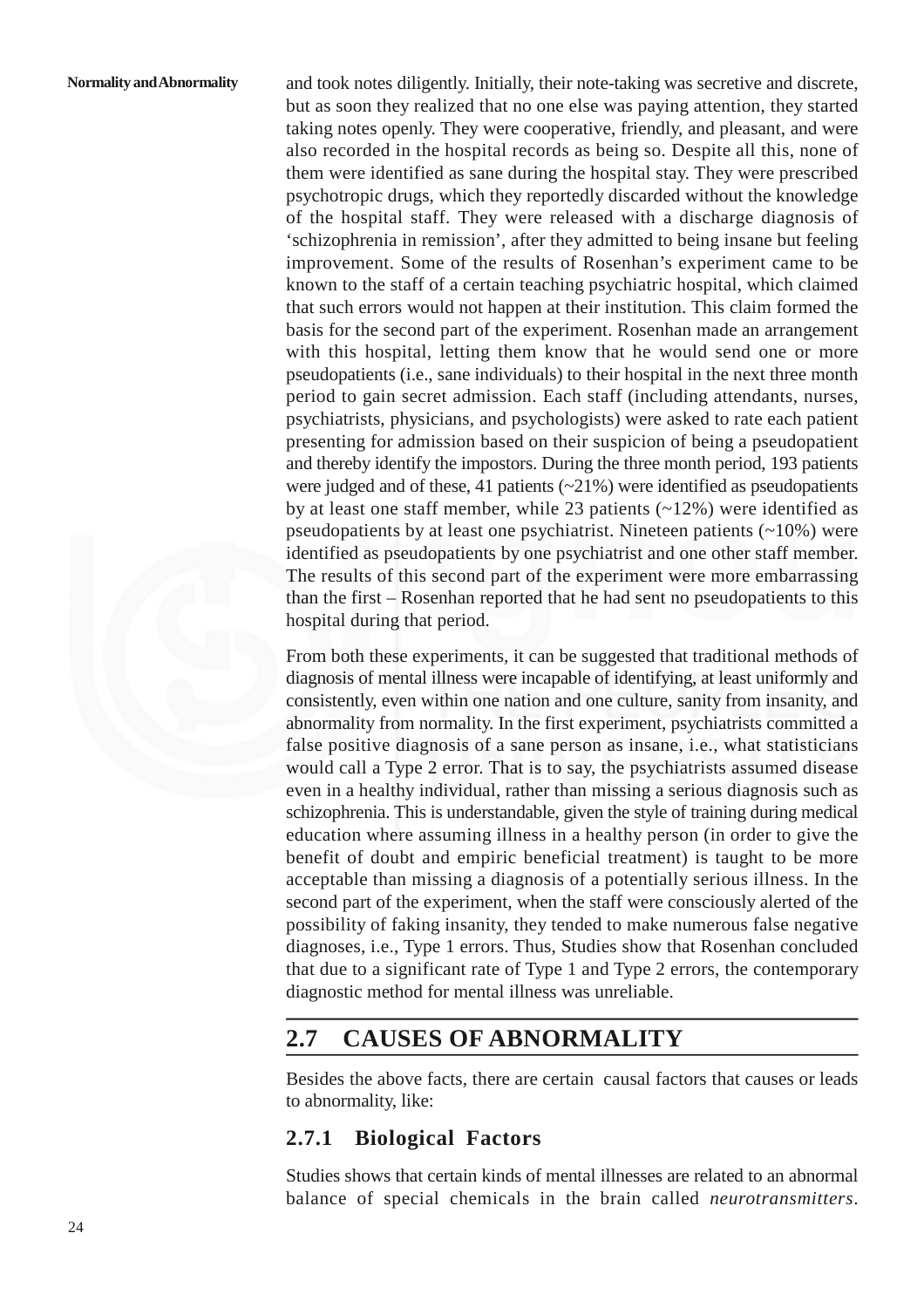and took notes diligently. Initially, their note-taking was secretive and discrete, but as soon they realized that no one else was paying attention, they started taking notes openly. They were cooperative, friendly, and pleasant, and were also recorded in the hospital records as being so. Despite all this, none of them were identified as sane during the hospital stay. They were prescribed psychotropic drugs, which they reportedly discarded without the knowledge of the hospital staff. They were released with a discharge diagnosis of 'schizophrenia in remission', after they admitted to being insane but feeling improvement. Some of the results of Rosenhan's experiment came to be known to the staff of a certain teaching psychiatric hospital, which claimed that such errors would not happen at their institution. This claim formed the basis for the second part of the experiment. Rosenhan made an arrangement with this hospital, letting them know that he would send one or more pseudopatients (i.e., sane individuals) to their hospital in the next three month period to gain secret admission. Each staff (including attendants, nurses, psychiatrists, physicians, and psychologists) were asked to rate each patient presenting for admission based on their suspicion of being a pseudopatient and thereby identify the impostors. During the three month period, 193 patients were judged and of these, 41 patients (~21%) were identified as pseudopatients by at least one staff member, while 23 patients (~12%) were identified as pseudopatients by at least one psychiatrist. Nineteen patients (~10%) were identified as pseudopatients by one psychiatrist and one other staff member. The results of this second part of the experiment were more embarrassing than the first – Rosenhan reported that he had sent no pseudopatients to this hospital during that period.

From both these experiments, it can be suggested that traditional methods of diagnosis of mental illness were incapable of identifying, at least uniformly and consistently, even within one nation and one culture, sanity from insanity, and abnormality from normality. In the first experiment, psychiatrists committed a false positive diagnosis of a sane person as insane, i.e., what statisticians would call a Type 2 error. That is to say, the psychiatrists assumed disease even in a healthy individual, rather than missing a serious diagnosis such as schizophrenia. This is understandable, given the style of training during medical education where assuming illness in a healthy person (in order to give the benefit of doubt and empiric beneficial treatment) is taught to be more acceptable than missing a diagnosis of a potentially serious illness. In the second part of the experiment, when the staff were consciously alerted of the possibility of faking insanity, they tended to make numerous false negative diagnoses, i.e., Type 1 errors. Thus, Studies show that Rosenhan concluded that due to a significant rate of Type 1 and Type 2 errors, the contemporary diagnostic method for mental illness was unreliable.

## 2.7 CAUSES OF ABNORMALITY

Besides the above facts, there are certain causal factors that causes or leads to abnormality, like:

### 2.7.1 Biological Factors

Studies shows that certain kinds of mental illnesses are related to an abnormal balance of special chemicals in the brain called *neurotransmitters*.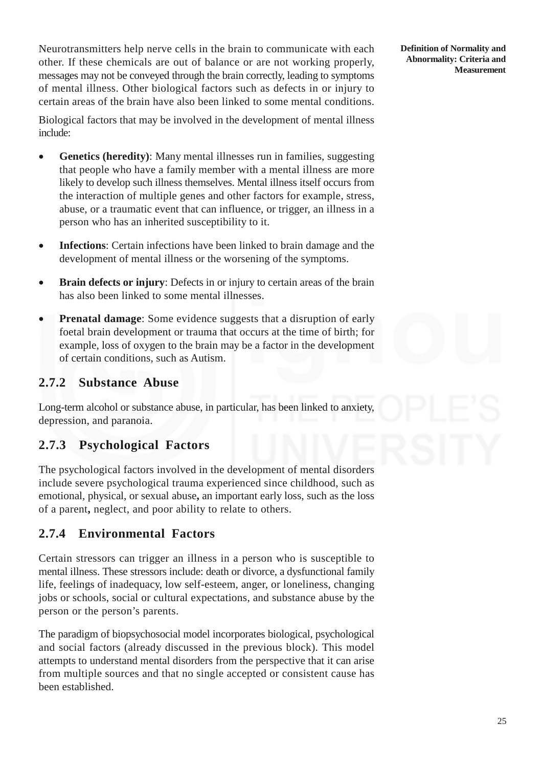Neurotransmitters help nerve cells in the brain to communicate with each other. If these chemicals are out of balance or are not working properly, messages may not be conveyed through the brain correctly, leading to symptoms of mental illness. Other biological factors such as defects in or injury to certain areas of the brain have also been linked to some mental conditions.

Biological factors that may be involved in the development of mental illness include:

- **Genetics (heredity)**: Many mental illnesses run in families, suggesting that people who have a family member with a mental illness are more likely to develop such illness themselves. Mental illness itself occurs from the interaction of multiple genes and other factors for example, stress, abuse, or a traumatic event that can influence, or trigger, an illness in a person who has an inherited susceptibility to it.

- **Infections**: Certain infections have been linked to brain damage and the development of mental illness or the worsening of the symptoms.

- **Brain defects or injury**: Defects in or injury to certain areas of the brain has also been linked to some mental illnesses.

- **Prenatal damage**: Some evidence suggests that a disruption of early foetal brain development or trauma that occurs at the time of birth; for example, loss of oxygen to the brain may be a factor in the development of certain conditions, such as Autism.

### 2.7.2 Substance Abuse

Long-term alcohol or substance abuse, in particular, has been linked to anxiety, depression, and paranoia.

### 2.7.3 Psychological Factors

The psychological factors involved in the development of mental disorders include severe psychological trauma experienced since childhood, such as emotional, physical, or sexual abuse**,** an important early loss, such as the loss of a parent**,** neglect, and poor ability to relate to others.

### 2.7.4 Environmental Factors

Certain stressors can trigger an illness in a person who is susceptible to mental illness. These stressors include: death or divorce, a dysfunctional family life, feelings of inadequacy, low self-esteem, anger, or loneliness, changing jobs or schools, social or cultural expectations, and substance abuse by the person or the person's parents.

The paradigm of biopsychosocial model incorporates biological, psychological and social factors (already discussed in the previous block). This model attempts to understand mental disorders from the perspective that it can arise from multiple sources and that no single accepted or consistent cause has been established.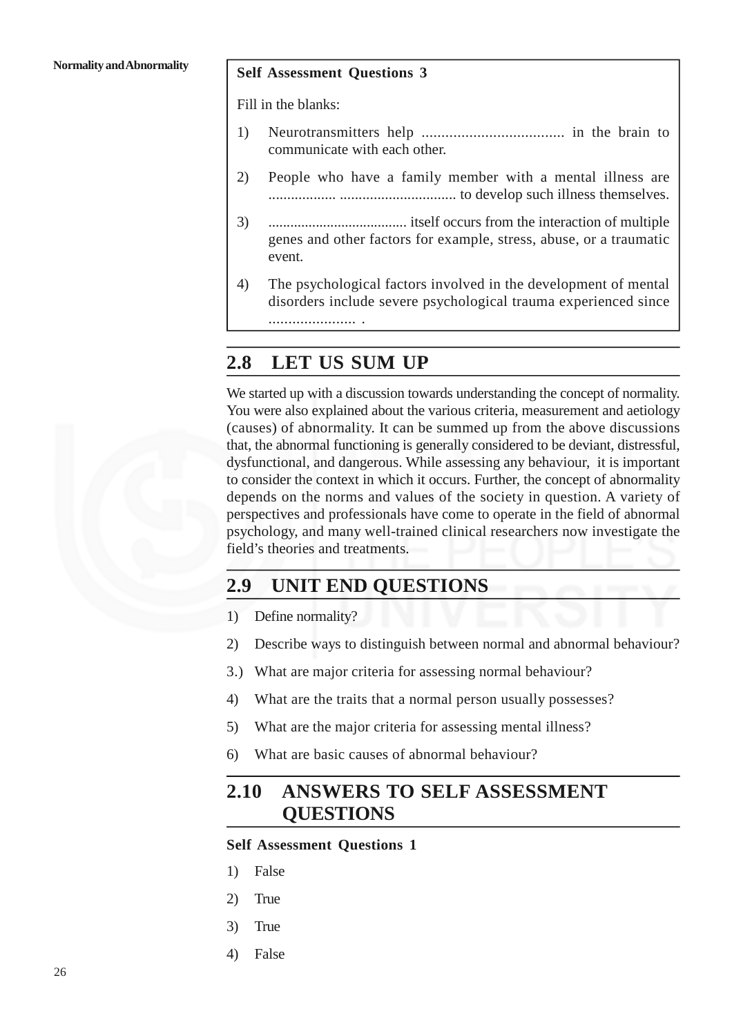**Self Assessment Questions 3**

Fill in the blanks:

1) Neurotransmitters help .................................... in the brain to communicate with each other.

2) People who have a family member with a mental illness are .................. ............................... to develop such illness themselves.

3) ..................................... itself occurs from the interaction of multiple genes and other factors for example, stress, abuse, or a traumatic event.

4) The psychological factors involved in the development of mental disorders include severe psychological trauma experienced since ...................... .

## 2.8 LET US SUM UP

We started up with a discussion towards understanding the concept of normality. You were also explained about the various criteria, measurement and aetiology (causes) of abnormality. It can be summed up from the above discussions that, the abnormal functioning is generally considered to be deviant, distressful, dysfunctional, and dangerous. While assessing any behaviour, it is important to consider the context in which it occurs. Further, the concept of abnormality depends on the norms and values of the society in question. A variety of perspectives and professionals have come to operate in the field of abnormal psychology, and many well-trained clinical researchers now investigate the field's theories and treatments.

## 2.9 UNIT END QUESTIONS

1) Define normality?
2) Describe ways to distinguish between normal and abnormal behaviour?
3.) What are major criteria for assessing normal behaviour?
4) What are the traits that a normal person usually possesses?
5) What are the major criteria for assessing mental illness?
6) What are basic causes of abnormal behaviour?

## 2.10 ANSWERS TO SELF ASSESSMENT QUESTIONS

**Self Assessment Questions 1**

1) False
2) True
3) True
4) False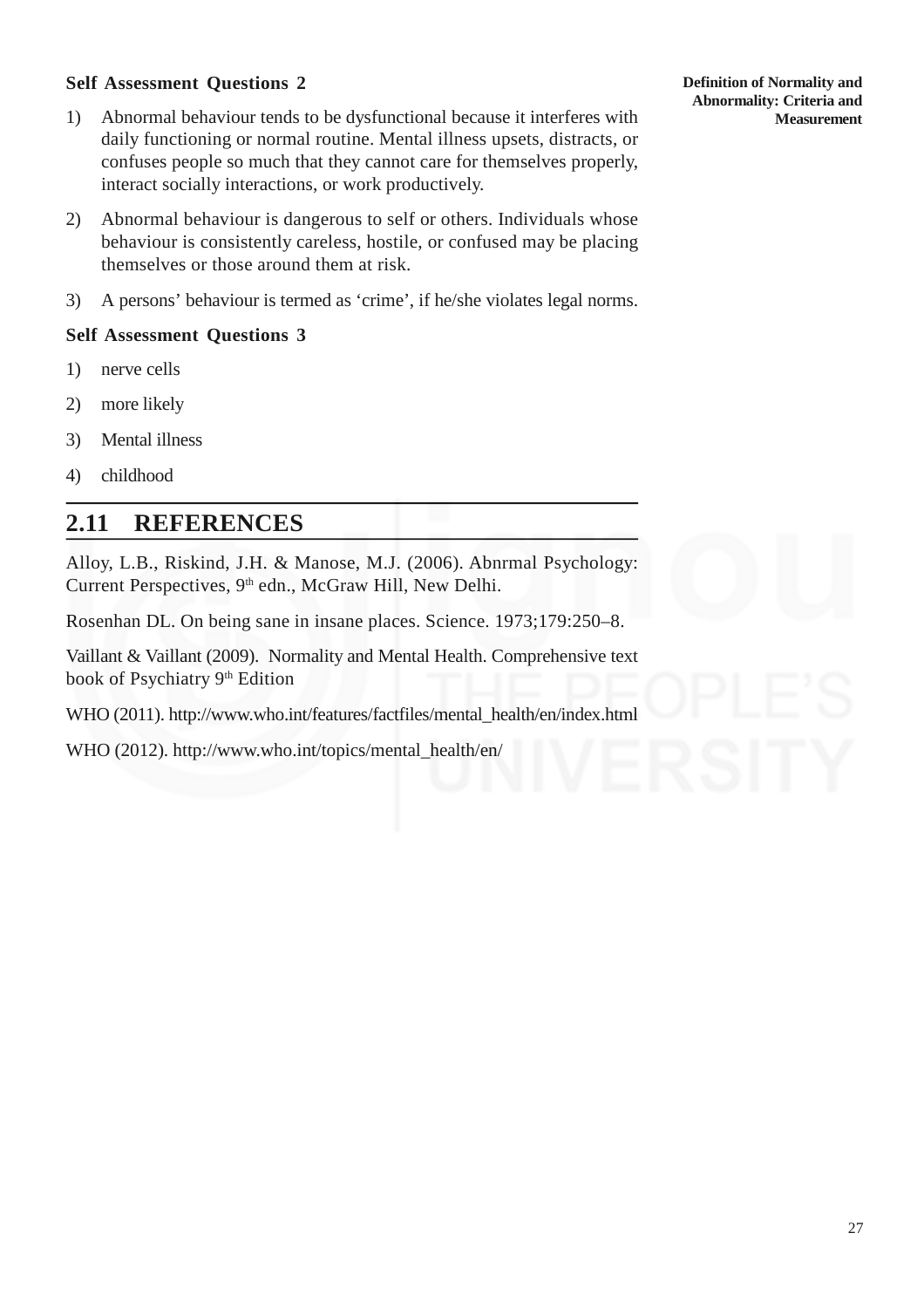**Self Assessment Questions 2**

1) Abnormal behaviour tends to be dysfunctional because it interferes with daily functioning or normal routine. Mental illness upsets, distracts, or confuses people so much that they cannot care for themselves properly, interact socially interactions, or work productively.

2) Abnormal behaviour is dangerous to self or others. Individuals whose behaviour is consistently careless, hostile, or confused may be placing themselves or those around them at risk.

3) A persons' behaviour is termed as 'crime', if he/she violates legal norms.

**Self Assessment Questions 3**

1) nerve cells

2) more likely

3) Mental illness

4) childhood

## 2.11 REFERENCES

Alloy, L.B., Riskind, J.H. & Manose, M.J. (2006). Abnrmal Psychology: Current Perspectives, 9th edn., McGraw Hill, New Delhi.

Rosenhan DL. On being sane in insane places. Science. 1973;179:250–8.

Vaillant & Vaillant (2009). Normality and Mental Health. Comprehensive text book of Psychiatry 9th Edition

WHO (2011). http://www.who.int/features/factfiles/mental_health/en/index.html

WHO (2012). http://www.who.int/topics/mental_health/en/